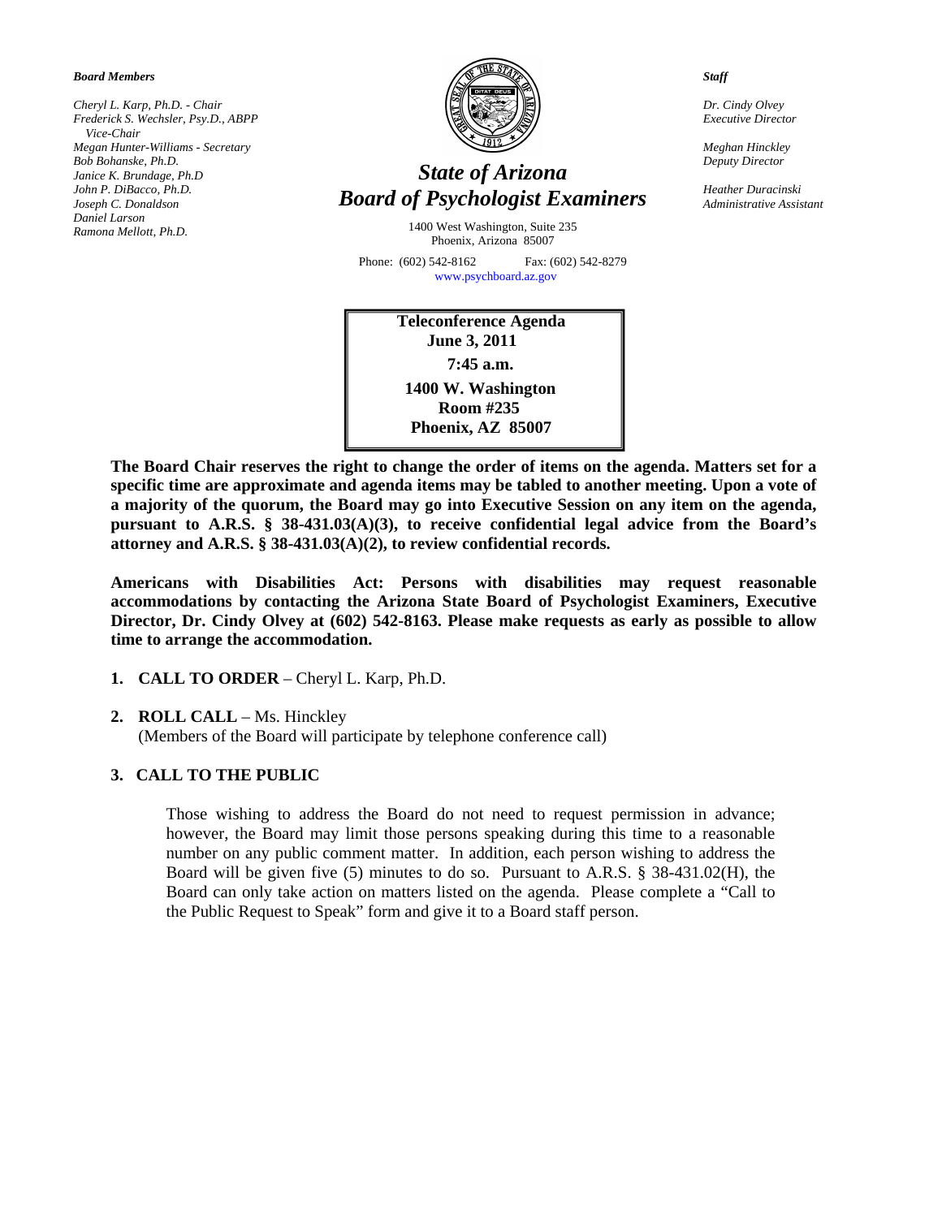***Board Members***

*Cheryl L. Karp, Ph.D. - Chair*
*Frederick S. Wechsler, Psy.D., ABPP Vice-Chair*
*Megan Hunter-Williams - Secretary*
*Bob Bohanske, Ph.D.*
*Janice K. Brundage, Ph.D*
*John P. DiBacco, Ph.D.*
*Joseph C. Donaldson*
*Daniel Larson*
*Ramona Mellott, Ph.D.*

# *State of Arizona*
# *Board of Psychologist Examiners*

1400 West Washington, Suite 235
Phoenix, Arizona 85007

Phone: (602) 542-8162 Fax: (602) 542-8279
www.psychboard.az.gov

***Staff***

*Dr. Cindy Olvey*
*Executive Director*

*Meghan Hinckley*
*Deputy Director*

*Heather Duracinski*
*Administrative Assistant*

**Teleconference Agenda**
**June 3, 2011**
**7:45 a.m.**
**1400 W. Washington**
**Room #235**
**Phoenix, AZ 85007**

**The Board Chair reserves the right to change the order of items on the agenda. Matters set for a specific time are approximate and agenda items may be tabled to another meeting. Upon a vote of a majority of the quorum, the Board may go into Executive Session on any item on the agenda, pursuant to A.R.S. § 38-431.03(A)(3), to receive confidential legal advice from the Board's attorney and A.R.S. § 38-431.03(A)(2), to review confidential records.**

**Americans with Disabilities Act: Persons with disabilities may request reasonable accommodations by contacting the Arizona State Board of Psychologist Examiners, Executive Director, Dr. Cindy Olvey at (602) 542-8163. Please make requests as early as possible to allow time to arrange the accommodation.**

1. **CALL TO ORDER** – Cheryl L. Karp, Ph.D.

2. **ROLL CALL** – Ms. Hinckley
   (Members of the Board will participate by telephone conference call)

3. **CALL TO THE PUBLIC**

   Those wishing to address the Board do not need to request permission in advance; however, the Board may limit those persons speaking during this time to a reasonable number on any public comment matter. In addition, each person wishing to address the Board will be given five (5) minutes to do so. Pursuant to A.R.S. § 38-431.02(H), the Board can only take action on matters listed on the agenda. Please complete a "Call to the Public Request to Speak" form and give it to a Board staff person.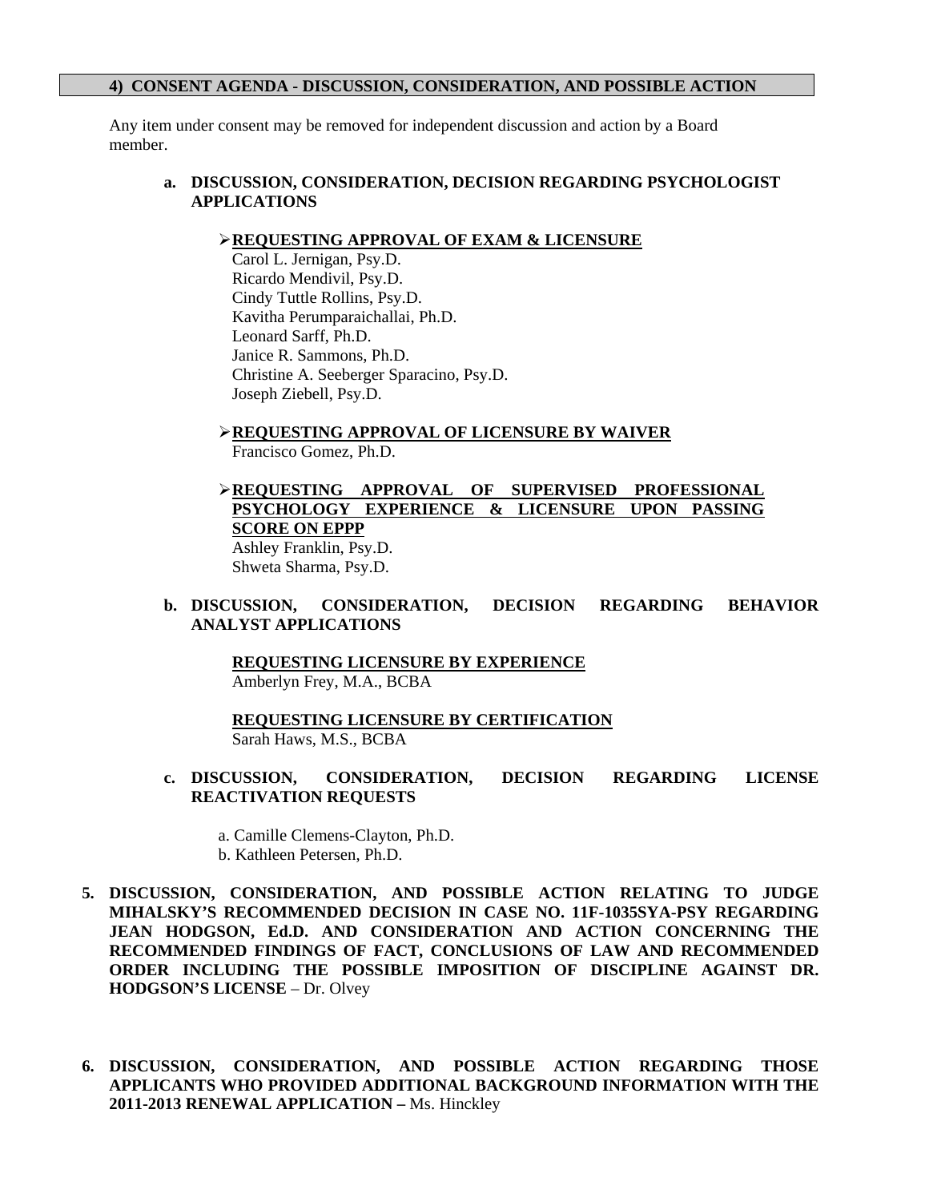## 4) CONSENT AGENDA - DISCUSSION, CONSIDERATION, AND POSSIBLE ACTION

Any item under consent may be removed for independent discussion and action by a Board member.

**a. DISCUSSION, CONSIDERATION, DECISION REGARDING PSYCHOLOGIST APPLICATIONS**

- **REQUESTING APPROVAL OF EXAM & LICENSURE**
  Carol L. Jernigan, Psy.D.
  Ricardo Mendivil, Psy.D.
  Cindy Tuttle Rollins, Psy.D.
  Kavitha Perumparaichallai, Ph.D.
  Leonard Sarff, Ph.D.
  Janice R. Sammons, Ph.D.
  Christine A. Seeberger Sparacino, Psy.D.
  Joseph Ziebell, Psy.D.

- **REQUESTING APPROVAL OF LICENSURE BY WAIVER**
  Francisco Gomez, Ph.D.

- **REQUESTING APPROVAL OF SUPERVISED PROFESSIONAL PSYCHOLOGY EXPERIENCE & LICENSURE UPON PASSING SCORE ON EPPP**
  Ashley Franklin, Psy.D.
  Shweta Sharma, Psy.D.

**b. DISCUSSION, CONSIDERATION, DECISION REGARDING BEHAVIOR ANALYST APPLICATIONS**

**REQUESTING LICENSURE BY EXPERIENCE**
Amberlyn Frey, M.A., BCBA

**REQUESTING LICENSURE BY CERTIFICATION**
Sarah Haws, M.S., BCBA

**c. DISCUSSION, CONSIDERATION, DECISION REGARDING LICENSE REACTIVATION REQUESTS**

a. Camille Clemens-Clayton, Ph.D.
b. Kathleen Petersen, Ph.D.

**5. DISCUSSION, CONSIDERATION, AND POSSIBLE ACTION RELATING TO JUDGE MIHALSKY'S RECOMMENDED DECISION IN CASE NO. 11F-1035SYA-PSY REGARDING JEAN HODGSON, Ed.D. AND CONSIDERATION AND ACTION CONCERNING THE RECOMMENDED FINDINGS OF FACT, CONCLUSIONS OF LAW AND RECOMMENDED ORDER INCLUDING THE POSSIBLE IMPOSITION OF DISCIPLINE AGAINST DR. HODGSON'S LICENSE** – Dr. Olvey

**6. DISCUSSION, CONSIDERATION, AND POSSIBLE ACTION REGARDING THOSE APPLICANTS WHO PROVIDED ADDITIONAL BACKGROUND INFORMATION WITH THE 2011-2013 RENEWAL APPLICATION –** Ms. Hinckley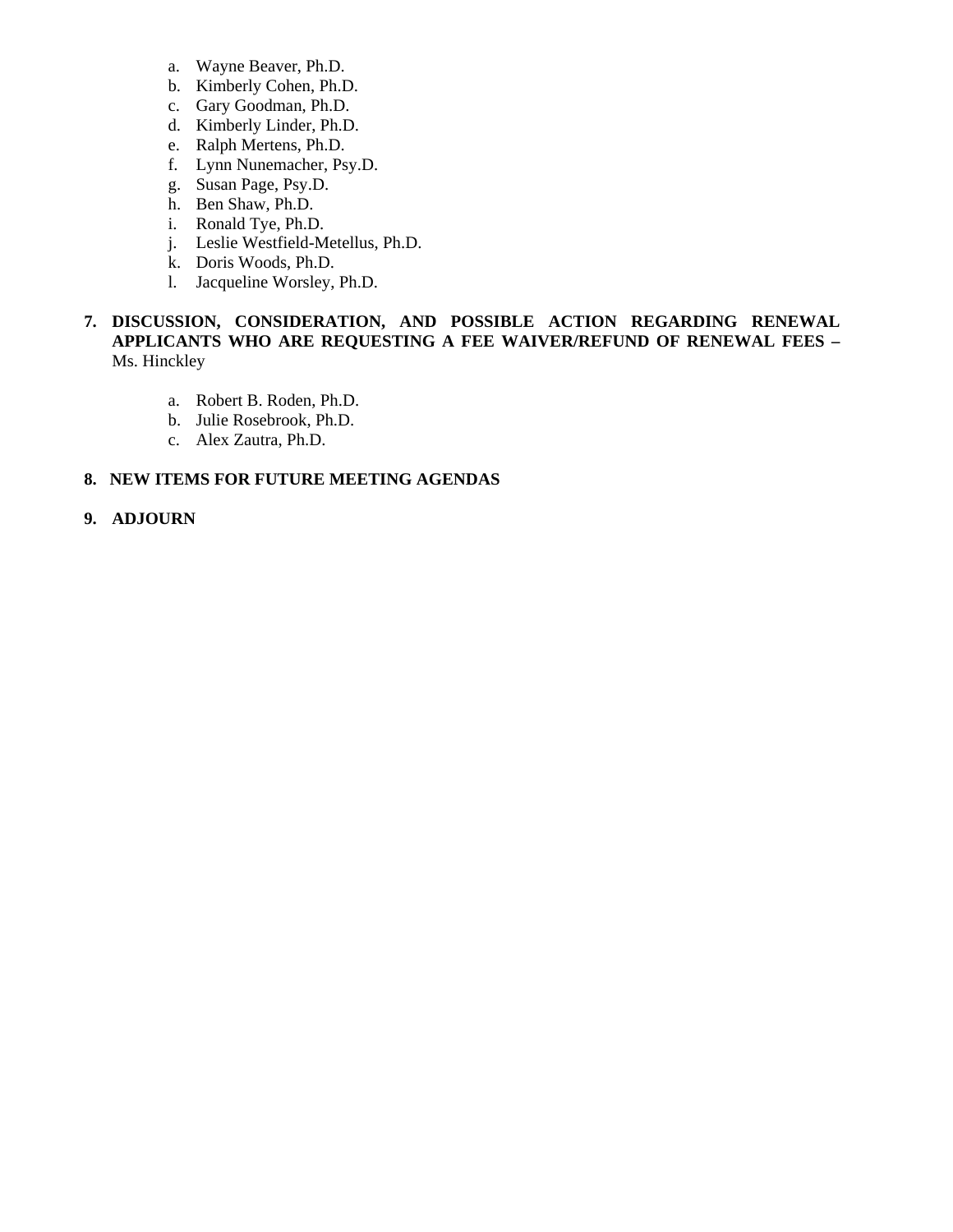a. Wayne Beaver, Ph.D.
b. Kimberly Cohen, Ph.D.
c. Gary Goodman, Ph.D.
d. Kimberly Linder, Ph.D.
e. Ralph Mertens, Ph.D.
f. Lynn Nunemacher, Psy.D.
g. Susan Page, Psy.D.
h. Ben Shaw, Ph.D.
i. Ronald Tye, Ph.D.
j. Leslie Westfield-Metellus, Ph.D.
k. Doris Woods, Ph.D.
l. Jacqueline Worsley, Ph.D.

7. **DISCUSSION, CONSIDERATION, AND POSSIBLE ACTION REGARDING RENEWAL APPLICANTS WHO ARE REQUESTING A FEE WAIVER/REFUND OF RENEWAL FEES –** Ms. Hinckley

    a. Robert B. Roden, Ph.D.
    b. Julie Rosebrook, Ph.D.
    c. Alex Zautra, Ph.D.

8. **NEW ITEMS FOR FUTURE MEETING AGENDAS**

9. **ADJOURN**